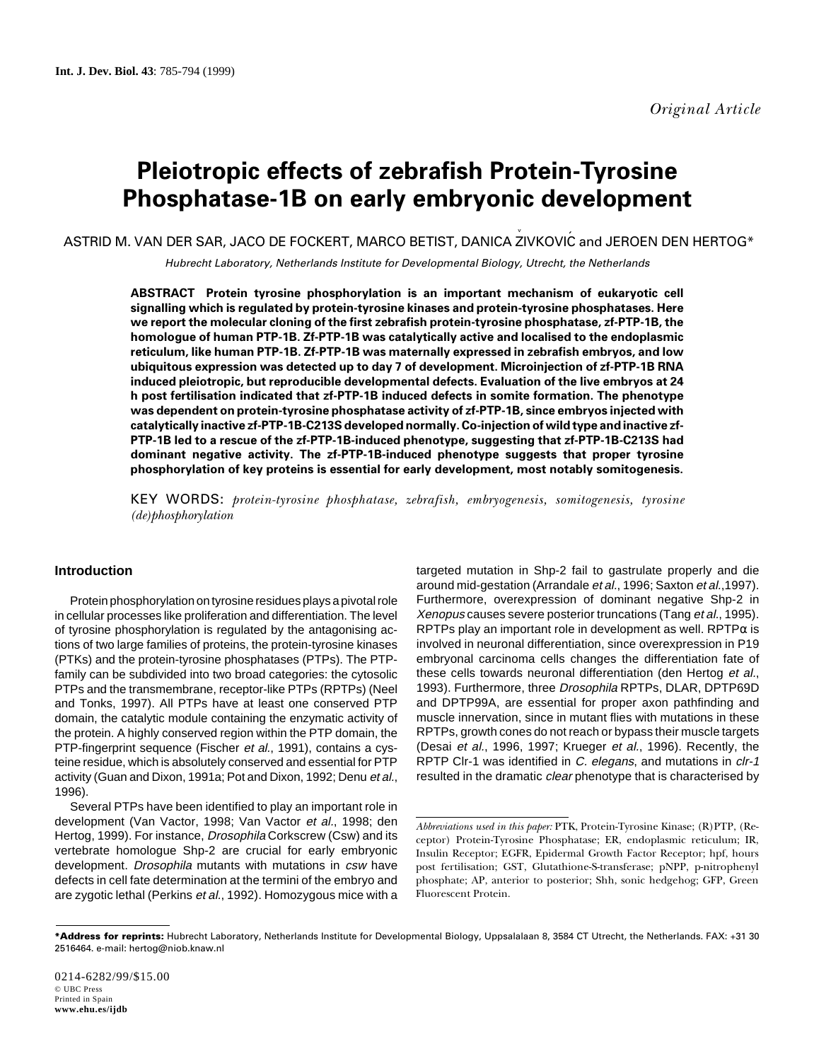*Original Article*

# Pleiotropic effects of zebrafish Protein-Tyrosine Phosphatase-1B on early embryonic development

ASTRID M. VAN DER SAR, JACO DE FOCKERT, MARCO BETIST, DANICA ŽIVKOVIĆ and JEROEN DEN HERTOG*

*Hubrecht Laboratory, Netherlands Institute for Developmental Biology, Utrecht, the Netherlands*

**ABSTRACT Protein tyrosine phosphorylation is an important mechanism of eukaryotic cell signalling which is regulated by protein-tyrosine kinases and protein-tyrosine phosphatases. Here we report the molecular cloning of the first zebrafish protein-tyrosine phosphatase, zf-PTP-1B, the homologue of human PTP-1B. Zf-PTP-1B was catalytically active and localised to the endoplasmic reticulum, like human PTP-1B. Zf-PTP-1B was maternally expressed in zebrafish embryos, and low ubiquitous expression was detected up to day 7 of development. Microinjection of zf-PTP-1B RNA induced pleiotropic, but reproducible developmental defects. Evaluation of the live embryos at 24 h post fertilisation indicated that zf-PTP-1B induced defects in somite formation. The phenotype was dependent on protein-tyrosine phosphatase activity of zf-PTP-1B, since embryos injected with catalytically inactive zf-PTP-1B-C213S developed normally. Co-injection of wild type and inactive zf-PTP-1B led to a rescue of the zf-PTP-1B-induced phenotype, suggesting that zf-PTP-1B-C213S had dominant negative activity. The zf-PTP-1B-induced phenotype suggests that proper tyrosine phosphorylation of key proteins is essential for early development, most notably somitogenesis.**

KEY WORDS: *protein-tyrosine phosphatase, zebrafish, embryogenesis, somitogenesis, tyrosine (de)phosphorylation*

## Introduction

Protein phosphorylation on tyrosine residues plays a pivotal role in cellular processes like proliferation and differentiation. The level of tyrosine phosphorylation is regulated by the antagonising actions of two large families of proteins, the protein-tyrosine kinases (PTKs) and the protein-tyrosine phosphatases (PTPs). The PTP-family can be subdivided into two broad categories: the cytosolic PTPs and the transmembrane, receptor-like PTPs (RPTPs) (Neel and Tonks, 1997). All PTPs have at least one conserved PTP domain, the catalytic module containing the enzymatic activity of the protein. A highly conserved region within the PTP domain, the PTP-fingerprint sequence (Fischer *et al.*, 1991), contains a cysteine residue, which is absolutely conserved and essential for PTP activity (Guan and Dixon, 1991a; Pot and Dixon, 1992; Denu *et al.*, 1996).

Several PTPs have been identified to play an important role in development (Van Vactor, 1998; Van Vactor *et al.*, 1998; den Hertog, 1999). For instance, *Drosophila* Corkscrew (Csw) and its vertebrate homologue Shp-2 are crucial for early embryonic development. *Drosophila* mutants with mutations in *csw* have defects in cell fate determination at the termini of the embryo and are zygotic lethal (Perkins *et al.*, 1992). Homozygous mice with a targeted mutation in Shp-2 fail to gastrulate properly and die around mid-gestation (Arrandale *et al.*, 1996; Saxton *et al.*,1997). Furthermore, overexpression of dominant negative Shp-2 in *Xenopus* causes severe posterior truncations (Tang *et al.*, 1995). RPTPs play an important role in development as well. RPTPα is involved in neuronal differentiation, since overexpression in P19 embryonal carcinoma cells changes the differentiation fate of these cells towards neuronal differentiation (den Hertog *et al.*, 1993). Furthermore, three *Drosophila* RPTPs, DLAR, DPTP69D and DPTP99A, are essential for proper axon pathfinding and muscle innervation, since in mutant flies with mutations in these RPTPs, growth cones do not reach or bypass their muscle targets (Desai *et al.*, 1996, 1997; Krueger *et al.*, 1996). Recently, the RPTP Clr-1 was identified in *C. elegans*, and mutations in *clr-1* resulted in the dramatic *clear* phenotype that is characterised by

*Abbreviations used in this paper:* PTK, Protein-Tyrosine Kinase; (R)PTP, (Receptor) Protein-Tyrosine Phosphatase; ER, endoplasmic reticulum; IR, Insulin Receptor; EGFR, Epidermal Growth Factor Receptor; hpf, hours post fertilisation; GST, Glutathione-S-transferase; pNPP, p-nitrophenyl phosphate; AP, anterior to posterior; Shh, sonic hedgehog; GFP, Green Fluorescent Protein.

**\*Address for reprints:** Hubrecht Laboratory, Netherlands Institute for Developmental Biology, Uppsalalaan 8, 3584 CT Utrecht, the Netherlands. FAX: +31 30 2516464. e-mail: hertog@niob.knaw.nl

0214-6282/99/$15.00
© UBC Press
Printed in Spain
www.ehu.es/ijdb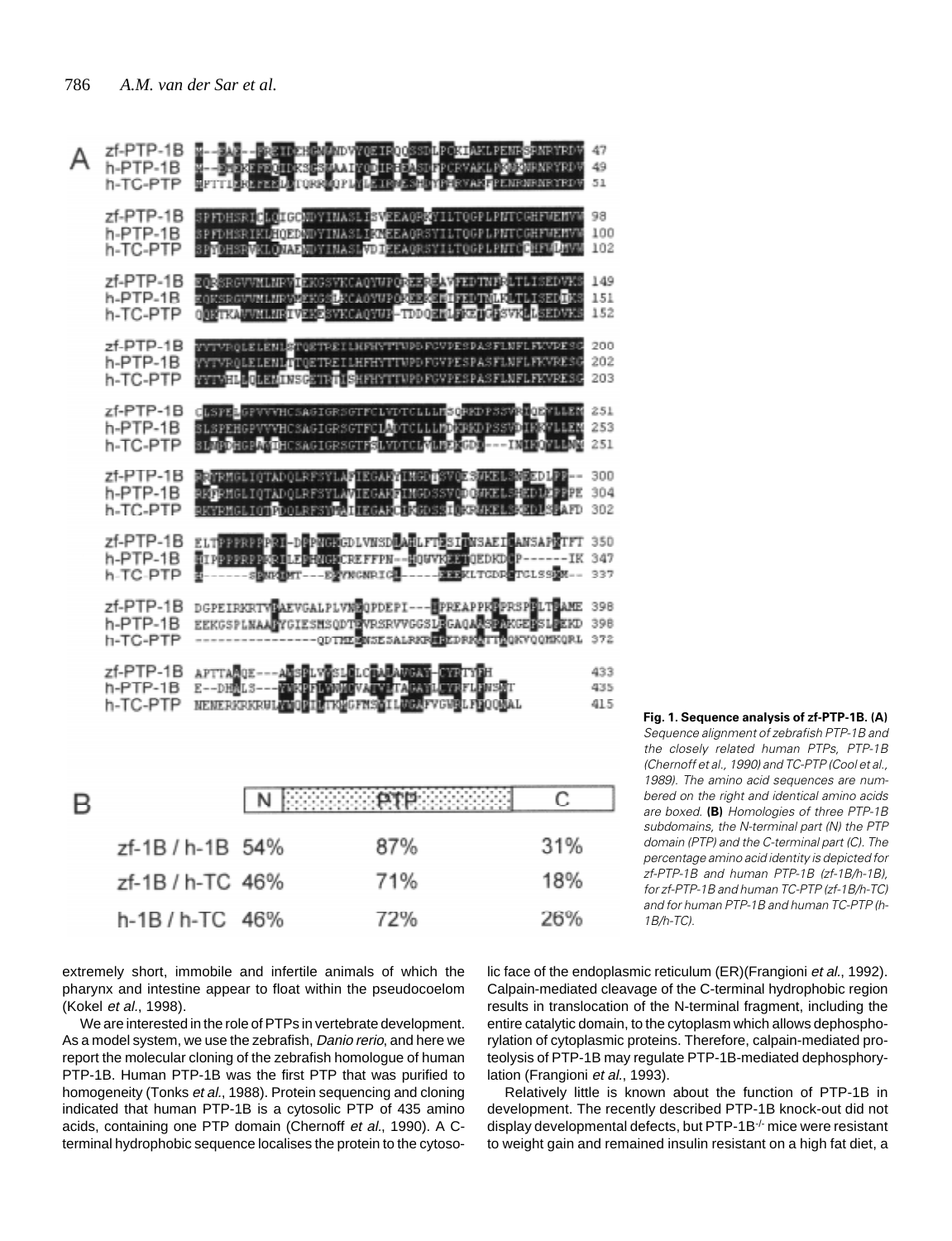**Fig. 1. Sequence analysis of zf-PTP-1B. (A)** *Sequence alignment of zebrafish PTP-1B and the closely related human PTPs, PTP-1B (Chernoff et al., 1990) and TC-PTP (Cool et al., 1989). The amino acid sequences are numbered on the right and identical amino acids are boxed.* **(B)** *Homologies of three PTP-1B subdomains, the N-terminal part (N) the PTP domain (PTP) and the C-terminal part (C). The percentage amino acid identity is depicted for zf-PTP-1B and human PTP-1B (zf-1B/h-1B), for zf-PTP-1B and human TC-PTP (zf-1B/h-TC) and for human PTP-1B and human TC-PTP (h-1B/h-TC).*

| | N | PTP | C |
|---|---|---|---|
| zf-1B / h-1B | 54% | 87% | 31% |
| zf-1B / h-TC | 46% | 71% | 18% |
| h-1B / h-TC | 46% | 72% | 26% |

extremely short, immobile and infertile animals of which the pharynx and intestine appear to float within the pseudocoelom (Kokel *et al*., 1998).

We are interested in the role of PTPs in vertebrate development. As a model system, we use the zebrafish, *Danio rerio*, and here we report the molecular cloning of the zebrafish homologue of human PTP-1B. Human PTP-1B was the first PTP that was purified to homogeneity (Tonks *et al*., 1988). Protein sequencing and cloning indicated that human PTP-1B is a cytosolic PTP of 435 amino acids, containing one PTP domain (Chernoff *et al*., 1990). A C-terminal hydrophobic sequence localises the protein to the cytosolic face of the endoplasmic reticulum (ER)(Frangioni *et al*., 1992). Calpain-mediated cleavage of the C-terminal hydrophobic region results in translocation of the N-terminal fragment, including the entire catalytic domain, to the cytoplasm which allows dephosphorylation of cytoplasmic proteins. Therefore, calpain-mediated proteolysis of PTP-1B may regulate PTP-1B-mediated dephosphorylation (Frangioni *et al*., 1993).

Relatively little is known about the function of PTP-1B in development. The recently described PTP-1B knock-out did not display developmental defects, but PTP-1B$^{-/-}$ mice were resistant to weight gain and remained insulin resistant on a high fat diet, a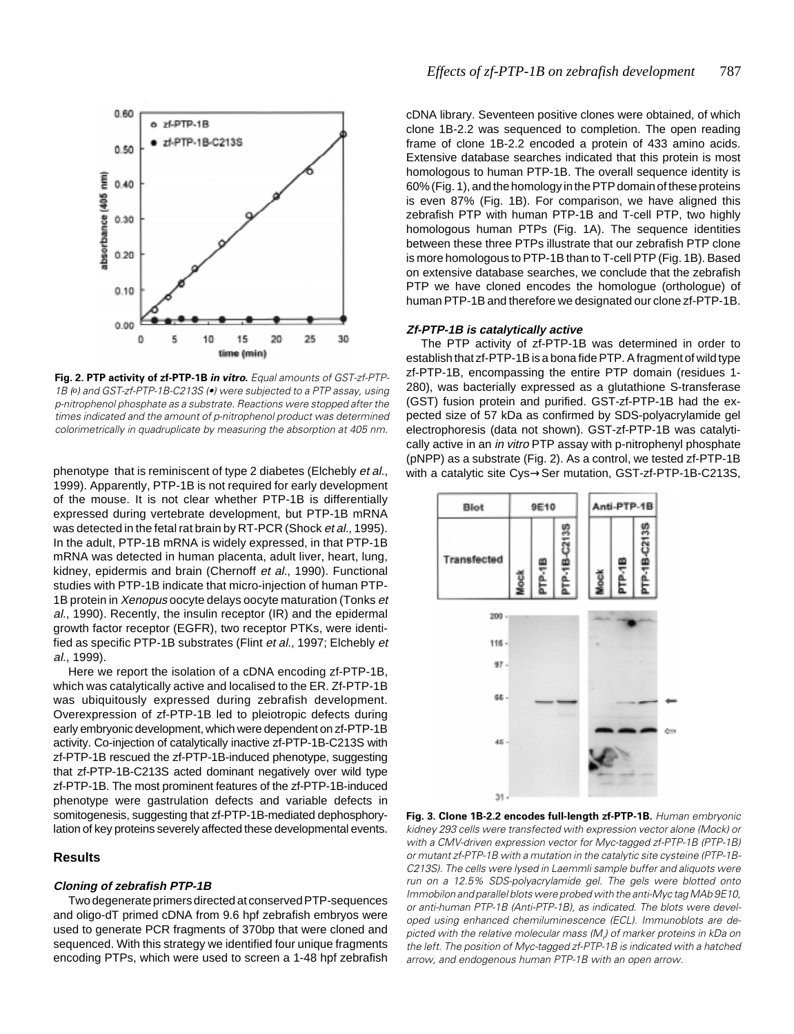Fig. 2. **PTP activity of zf-PTP-1B *in vitro*.** *Equal amounts of GST-zf-PTP-1B (○) and GST-zf-PTP-1B-C213S (•) were subjected to a PTP assay, using p-nitrophenol phosphate as a substrate. Reactions were stopped after the times indicated and the amount of p-nitrophenol product was determined colorimetrically in quadruplicate by measuring the absorption at 405 nm.*

phenotype that is reminiscent of type 2 diabetes (Elchebly *et al.*, 1999). Apparently, PTP-1B is not required for early development of the mouse. It is not clear whether PTP-1B is differentially expressed during vertebrate development, but PTP-1B mRNA was detected in the fetal rat brain by RT-PCR (Shock *et al.*, 1995). In the adult, PTP-1B mRNA is widely expressed, in that PTP-1B mRNA was detected in human placenta, adult liver, heart, lung, kidney, epidermis and brain (Chernoff *et al.*, 1990). Functional studies with PTP-1B indicate that micro-injection of human PTP-1B protein in *Xenopus* oocyte delays oocyte maturation (Tonks *et al.*, 1990). Recently, the insulin receptor (IR) and the epidermal growth factor receptor (EGFR), two receptor PTKs, were identified as specific PTP-1B substrates (Flint *et al.*, 1997; Elchebly *et al.*, 1999).

Here we report the isolation of a cDNA encoding zf-PTP-1B, which was catalytically active and localised to the ER. Zf-PTP-1B was ubiquitously expressed during zebrafish development. Overexpression of zf-PTP-1B led to pleiotropic defects during early embryonic development, which were dependent on zf-PTP-1B activity. Co-injection of catalytically inactive zf-PTP-1B-C213S with zf-PTP-1B rescued the zf-PTP-1B-induced phenotype, suggesting that zf-PTP-1B-C213S acted dominant negatively over wild type zf-PTP-1B. The most prominent features of the zf-PTP-1B-induced phenotype were gastrulation defects and variable defects in somitogenesis, suggesting that zf-PTP-1B-mediated dephosphorylation of key proteins severely affected these developmental events.

## Results

### *Cloning of zebrafish PTP-1B*

Two degenerate primers directed at conserved PTP-sequences and oligo-dT primed cDNA from 9.6 hpf zebrafish embryos were used to generate PCR fragments of 370bp that were cloned and sequenced. With this strategy we identified four unique fragments encoding PTPs, which were used to screen a 1-48 hpf zebrafish cDNA library. Seventeen positive clones were obtained, of which clone 1B-2.2 was sequenced to completion. The open reading frame of clone 1B-2.2 encoded a protein of 433 amino acids. Extensive database searches indicated that this protein is most homologous to human PTP-1B. The overall sequence identity is 60% (Fig. 1), and the homology in the PTP domain of these proteins is even 87% (Fig. 1B). For comparison, we have aligned this zebrafish PTP with human PTP-1B and T-cell PTP, two highly homologous human PTPs (Fig. 1A). The sequence identities between these three PTPs illustrate that our zebrafish PTP clone is more homologous to PTP-1B than to T-cell PTP (Fig. 1B). Based on extensive database searches, we conclude that the zebrafish PTP we have cloned encodes the homologue (orthologue) of human PTP-1B and therefore we designated our clone zf-PTP-1B.

### *Zf-PTP-1B is catalytically active*

The PTP activity of zf-PTP-1B was determined in order to establish that zf-PTP-1B is a bona fide PTP. A fragment of wild type zf-PTP-1B, encompassing the entire PTP domain (residues 1-280), was bacterially expressed as a glutathione S-transferase (GST) fusion protein and purified. GST-zf-PTP-1B had the expected size of 57 kDa as confirmed by SDS-polyacrylamide gel electrophoresis (data not shown). GST-zf-PTP-1B was catalytically active in an *in vitro* PTP assay with p-nitrophenyl phosphate (pNPP) as a substrate (Fig. 2). As a control, we tested zf-PTP-1B with a catalytic site Cys→Ser mutation, GST-zf-PTP-1B-C213S,

**Fig. 3. Clone 1B-2.2 encodes full-length zf-PTP-1B.** *Human embryonic kidney 293 cells were transfected with expression vector alone (Mock) or with a CMV-driven expression vector for Myc-tagged zf-PTP-1B (PTP-1B) or mutant zf-PTP-1B with a mutation in the catalytic site cysteine (PTP-1B-C213S). The cells were lysed in Laemmli sample buffer and aliquots were run on a 12.5% SDS-polyacrylamide gel. The gels were blotted onto Immobilon and parallel blots were probed with the anti-Myc tag MAb 9E10, or anti-human PTP-1B (Anti-PTP-1B), as indicated. The blots were developed using enhanced chemiluminescence (ECL). Immunoblots are depicted with the relative molecular mass ($M_r$) of marker proteins in kDa on the left. The position of Myc-tagged zf-PTP-1B is indicated with a hatched arrow, and endogenous human PTP-1B with an open arrow.*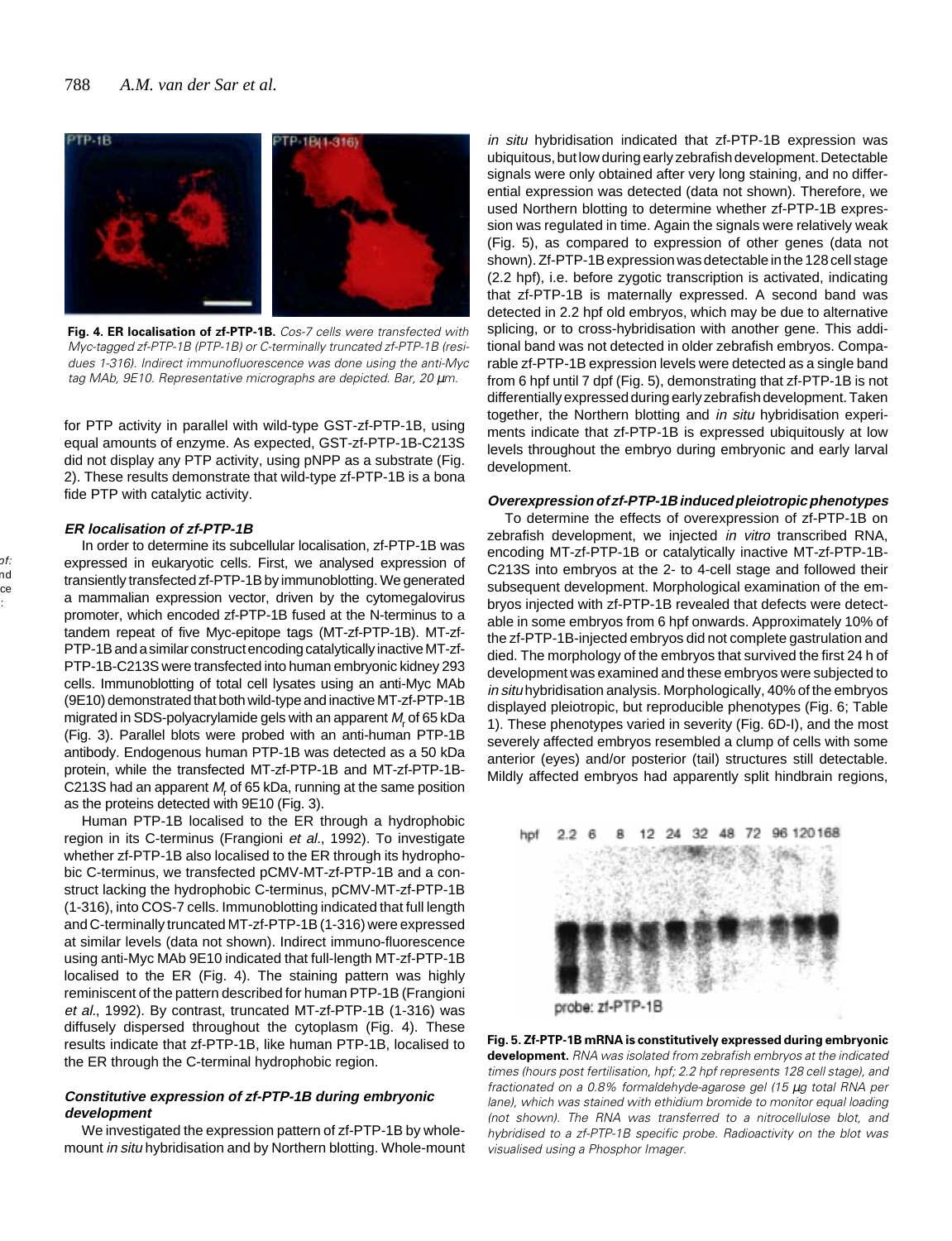**Fig. 4. ER localisation of zf-PTP-1B.** *Cos-7 cells were transfected with Myc-tagged zf-PTP-1B (PTP-1B) or C-terminally truncated zf-PTP-1B (residues 1-316). Indirect immunofluorescence was done using the anti-Myc tag MAb, 9E10. Representative micrographs are depicted. Bar, 20 μm.*

for PTP activity in parallel with wild-type GST-zf-PTP-1B, using equal amounts of enzyme. As expected, GST-zf-PTP-1B-C213S did not display any PTP activity, using pNPP as a substrate (Fig. 2). These results demonstrate that wild-type zf-PTP-1B is a bona fide PTP with catalytic activity.

### *ER localisation of zf-PTP-1B*

In order to determine its subcellular localisation, zf-PTP-1B was expressed in eukaryotic cells. First, we analysed expression of transiently transfected zf-PTP-1B by immunoblotting. We generated a mammalian expression vector, driven by the cytomegalovirus promoter, which encoded zf-PTP-1B fused at the N-terminus to a tandem repeat of five Myc-epitope tags (MT-zf-PTP-1B). MT-zf-PTP-1B and a similar construct encoding catalytically inactive MT-zf-PTP-1B-C213S were transfected into human embryonic kidney 293 cells. Immunoblotting of total cell lysates using an anti-Myc MAb (9E10) demonstrated that both wild-type and inactive MT-zf-PTP-1B migrated in SDS-polyacrylamide gels with an apparent $M_r$ of 65 kDa (Fig. 3). Parallel blots were probed with an anti-human PTP-1B antibody. Endogenous human PTP-1B was detected as a 50 kDa protein, while the transfected MT-zf-PTP-1B and MT-zf-PTP-1B-C213S had an apparent $M_r$ of 65 kDa, running at the same position as the proteins detected with 9E10 (Fig. 3).

Human PTP-1B localised to the ER through a hydrophobic region in its C-terminus (Frangioni *et al*., 1992). To investigate whether zf-PTP-1B also localised to the ER through its hydrophobic C-terminus, we transfected pCMV-MT-zf-PTP-1B and a construct lacking the hydrophobic C-terminus, pCMV-MT-zf-PTP-1B (1-316), into COS-7 cells. Immunoblotting indicated that full length and C-terminally truncated MT-zf-PTP-1B (1-316) were expressed at similar levels (data not shown). Indirect immuno-fluorescence using anti-Myc MAb 9E10 indicated that full-length MT-zf-PTP-1B localised to the ER (Fig. 4). The staining pattern was highly reminiscent of the pattern described for human PTP-1B (Frangioni *et al*., 1992). By contrast, truncated MT-zf-PTP-1B (1-316) was diffusely dispersed throughout the cytoplasm (Fig. 4). These results indicate that zf-PTP-1B, like human PTP-1B, localised to the ER through the C-terminal hydrophobic region.

### *Constitutive expression of zf-PTP-1B during embryonic development*

We investigated the expression pattern of zf-PTP-1B by whole-mount *in situ* hybridisation and by Northern blotting. Whole-mount *in situ* hybridisation indicated that zf-PTP-1B expression was ubiquitous, but low during early zebrafish development. Detectable signals were only obtained after very long staining, and no differential expression was detected (data not shown). Therefore, we used Northern blotting to determine whether zf-PTP-1B expression was regulated in time. Again the signals were relatively weak (Fig. 5), as compared to expression of other genes (data not shown). Zf-PTP-1B expression was detectable in the 128 cell stage (2.2 hpf), i.e. before zygotic transcription is activated, indicating that zf-PTP-1B is maternally expressed. A second band was detected in 2.2 hpf old embryos, which may be due to alternative splicing, or to cross-hybridisation with another gene. This additional band was not detected in older zebrafish embryos. Comparable zf-PTP-1B expression levels were detected as a single band from 6 hpf until 7 dpf (Fig. 5), demonstrating that zf-PTP-1B is not differentially expressed during early zebrafish development. Taken together, the Northern blotting and *in situ* hybridisation experiments indicate that zf-PTP-1B is expressed ubiquitously at low levels throughout the embryo during embryonic and early larval development.

### *Overexpression of zf-PTP-1B induced pleiotropic phenotypes*

To determine the effects of overexpression of zf-PTP-1B on zebrafish development, we injected *in vitro* transcribed RNA, encoding MT-zf-PTP-1B or catalytically inactive MT-zf-PTP-1B-C213S into embryos at the 2- to 4-cell stage and followed their subsequent development. Morphological examination of the embryos injected with zf-PTP-1B revealed that defects were detectable in some embryos from 6 hpf onwards. Approximately 10% of the zf-PTP-1B-injected embryos did not complete gastrulation and died. The morphology of the embryos that survived the first 24 h of development was examined and these embryos were subjected to *in situ* hybridisation analysis. Morphologically, 40% of the embryos displayed pleiotropic, but reproducible phenotypes (Fig. 6; Table 1). These phenotypes varied in severity (Fig. 6D-I), and the most severely affected embryos resembled a clump of cells with some anterior (eyes) and/or posterior (tail) structures still detectable. Mildly affected embryos had apparently split hindbrain regions,

**Fig. 5. Zf-PTP-1B mRNA is constitutively expressed during embryonic development.** *RNA was isolated from zebrafish embryos at the indicated times (hours post fertilisation, hpf; 2.2 hpf represents 128 cell stage), and fractionated on a 0.8% formaldehyde-agarose gel (15 μg total RNA per lane), which was stained with ethidium bromide to monitor equal loading (not shown). The RNA was transferred to a nitrocellulose blot, and hybridised to a zf-PTP-1B specific probe. Radioactivity on the blot was visualised using a Phosphor Imager.*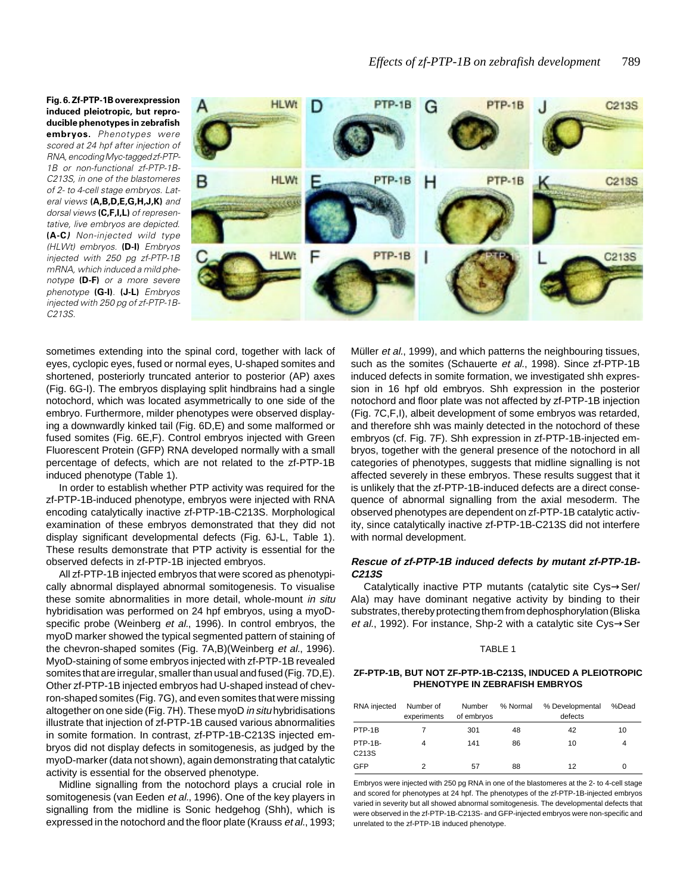**Fig. 6. Zf-PTP-1B overexpression induced pleiotropic, but reproducible phenotypes in zebrafish embryos.** *Phenotypes were scored at 24 hpf after injection of RNA, encoding Myc-tagged zf-PTP-1B or non-functional zf-PTP-1B-C213S, in one of the blastomeres of 2- to 4-cell stage embryos. Lateral views* **(A,B,D,E,G,H,J,K)** *and dorsal views* **(C,F,I,L)** *of representative, live embryos are depicted.* **(A-C)** *Non-injected wild type (HLWt) embryos.* **(D-I)** *Embryos injected with 250 pg zf-PTP-1B mRNA, which induced a mild phenotype* **(D-F)** *or a more severe phenotype* **(G-I)**. **(J-L)** *Embryos injected with 250 pg of zf-PTP-1B-C213S.*

sometimes extending into the spinal cord, together with lack of eyes, cyclopic eyes, fused or normal eyes, U-shaped somites and shortened, posteriorly truncated anterior to posterior (AP) axes (Fig. 6G-I). The embryos displaying split hindbrains had a single notochord, which was located asymmetrically to one side of the embryo. Furthermore, milder phenotypes were observed displaying a downwardly kinked tail (Fig. 6D,E) and some malformed or fused somites (Fig. 6E,F). Control embryos injected with Green Fluorescent Protein (GFP) RNA developed normally with a small percentage of defects, which are not related to the zf-PTP-1B induced phenotype (Table 1).

In order to establish whether PTP activity was required for the zf-PTP-1B-induced phenotype, embryos were injected with RNA encoding catalytically inactive zf-PTP-1B-C213S. Morphological examination of these embryos demonstrated that they did not display significant developmental defects (Fig. 6J-L, Table 1). These results demonstrate that PTP activity is essential for the observed defects in zf-PTP-1B injected embryos.

All zf-PTP-1B injected embryos that were scored as phenotypically abnormal displayed abnormal somitogenesis. To visualise these somite abnormalities in more detail, whole-mount *in situ* hybridisation was performed on 24 hpf embryos, using a myoD-specific probe (Weinberg *et al.*, 1996). In control embryos, the myoD marker showed the typical segmented pattern of staining of the chevron-shaped somites (Fig. 7A,B)(Weinberg *et al.*, 1996). MyoD-staining of some embryos injected with zf-PTP-1B revealed somites that are irregular, smaller than usual and fused (Fig. 7D,E). Other zf-PTP-1B injected embryos had U-shaped instead of chevron-shaped somites (Fig. 7G), and even somites that were missing altogether on one side (Fig. 7H). These myoD *in situ* hybridisations illustrate that injection of zf-PTP-1B caused various abnormalities in somite formation. In contrast, zf-PTP-1B-C213S injected embryos did not display defects in somitogenesis, as judged by the myoD-marker (data not shown), again demonstrating that catalytic activity is essential for the observed phenotype.

Midline signalling from the notochord plays a crucial role in somitogenesis (van Eeden *et al.*, 1996). One of the key players in signalling from the midline is Sonic hedgehog (Shh), which is expressed in the notochord and the floor plate (Krauss *et al.*, 1993; Müller *et al.*, 1999), and which patterns the neighbouring tissues, such as the somites (Schauerte *et al.*, 1998). Since zf-PTP-1B induced defects in somite formation, we investigated shh expression in 16 hpf old embryos. Shh expression in the posterior notochord and floor plate was not affected by zf-PTP-1B injection (Fig. 7C,F,I), albeit development of some embryos was retarded, and therefore shh was mainly detected in the notochord of these embryos (cf. Fig. 7F). Shh expression in zf-PTP-1B-injected embryos, together with the general presence of the notochord in all categories of phenotypes, suggests that midline signalling is not affected severely in these embryos. These results suggest that it is unlikely that the zf-PTP-1B-induced defects are a direct consequence of abnormal signalling from the axial mesoderm. The observed phenotypes are dependent on zf-PTP-1B catalytic activity, since catalytically inactive zf-PTP-1B-C213S did not interfere with normal development.

### *Rescue of zf-PTP-1B induced defects by mutant zf-PTP-1B-C213S*

Catalytically inactive PTP mutants (catalytic site Cys→Ser/Ala) may have dominant negative activity by binding to their substrates, thereby protecting them from dephosphorylation (Bliska *et al.*, 1992). For instance, Shp-2 with a catalytic site Cys→Ser

TABLE 1

**ZF-PTP-1B, BUT NOT ZF-PTP-1B-C213S, INDUCED A PLEIOTROPIC PHENOTYPE IN ZEBRAFISH EMBRYOS**

| RNA injected | Number of experiments | Number of embryos | % Normal | % Developmental defects | %Dead |
|---|---|---|---|---|---|
| PTP-1B | 7 | 301 | 48 | 42 | 10 |
| PTP-1B-C213S | 4 | 141 | 86 | 10 | 4 |
| GFP | 2 | 57 | 88 | 12 | 0 |

Embryos were injected with 250 pg RNA in one of the blastomeres at the 2- to 4-cell stage and scored for phenotypes at 24 hpf. The phenotypes of the zf-PTP-1B-injected embryos varied in severity but all showed abnormal somitogenesis. The developmental defects that were observed in the zf-PTP-1B-C213S- and GFP-injected embryos were non-specific and unrelated to the zf-PTP-1B induced phenotype.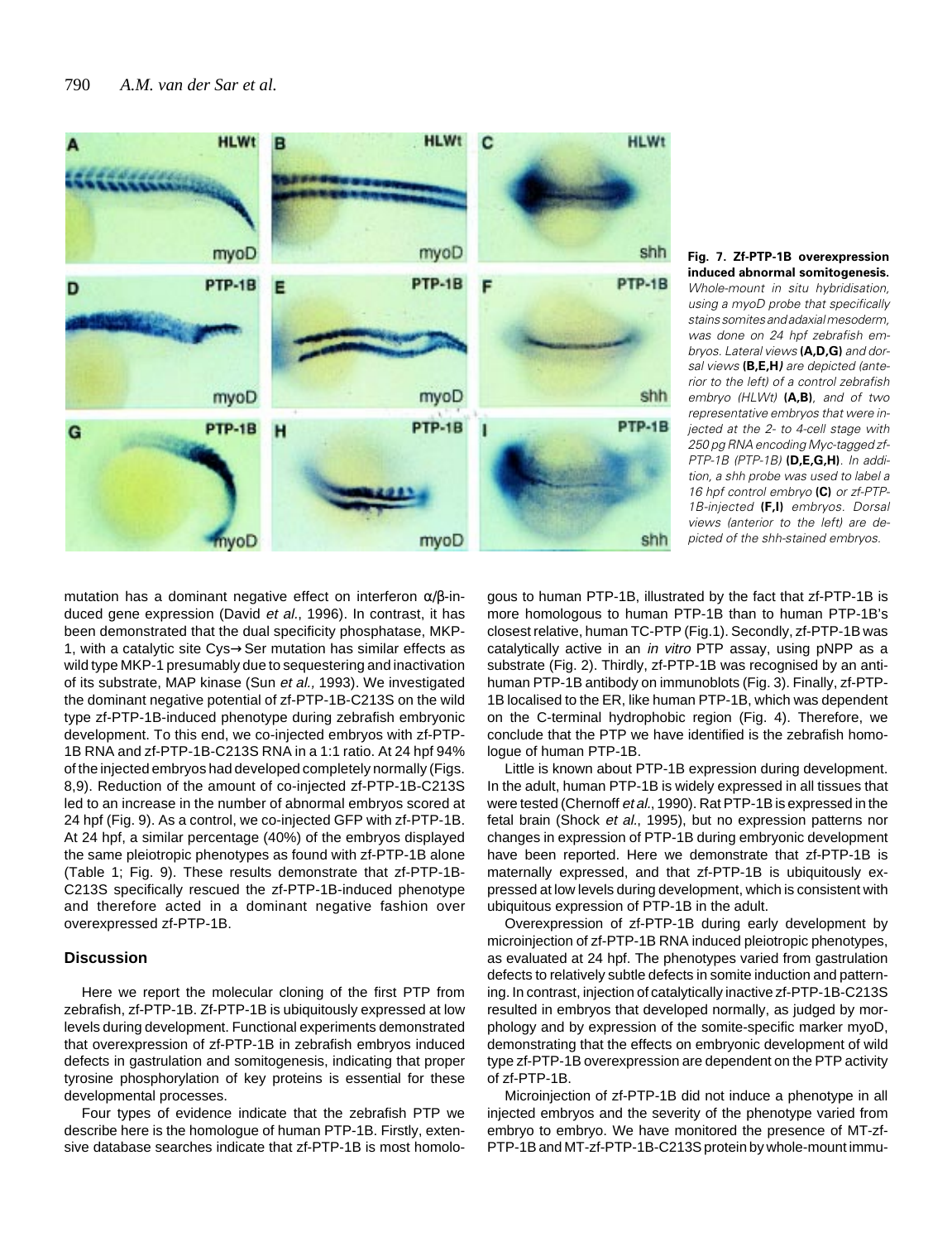**Fig. 7. Zf-PTP-1B overexpression induced abnormal somitogenesis.** *Whole-mount in situ hybridisation, using a myoD probe that specifically stains somites and adaxial mesoderm, was done on 24 hpf zebrafish embryos. Lateral views* **(A,D,G)** *and dorsal views* **(B,E,H)** *are depicted (anterior to the left) of a control zebrafish embryo (HLWt)* **(A,B)**, *and of two representative embryos that were injected at the 2- to 4-cell stage with 250 pg RNA encoding Myc-tagged zf-PTP-1B (PTP-1B)* **(D,E,G,H)**. *In addition, a shh probe was used to label a 16 hpf control embryo* **(C)** *or zf-PTP-1B-injected* **(F,I)** *embryos. Dorsal views (anterior to the left) are depicted of the shh-stained embryos.*

mutation has a dominant negative effect on interferon $\alpha/\beta$-induced gene expression (David *et al.*, 1996). In contrast, it has been demonstrated that the dual specificity phosphatase, MKP-1, with a catalytic site Cys→Ser mutation has similar effects as wild type MKP-1 presumably due to sequestering and inactivation of its substrate, MAP kinase (Sun *et al.*, 1993). We investigated the dominant negative potential of zf-PTP-1B-C213S on the wild type zf-PTP-1B-induced phenotype during zebrafish embryonic development. To this end, we co-injected embryos with zf-PTP-1B RNA and zf-PTP-1B-C213S RNA in a 1:1 ratio. At 24 hpf 94% of the injected embryos had developed completely normally (Figs. 8,9). Reduction of the amount of co-injected zf-PTP-1B-C213S led to an increase in the number of abnormal embryos scored at 24 hpf (Fig. 9). As a control, we co-injected GFP with zf-PTP-1B. At 24 hpf, a similar percentage (40%) of the embryos displayed the same pleiotropic phenotypes as found with zf-PTP-1B alone (Table 1; Fig. 9). These results demonstrate that zf-PTP-1B-C213S specifically rescued the zf-PTP-1B-induced phenotype and therefore acted in a dominant negative fashion over overexpressed zf-PTP-1B.

## Discussion

Here we report the molecular cloning of the first PTP from zebrafish, zf-PTP-1B. Zf-PTP-1B is ubiquitously expressed at low levels during development. Functional experiments demonstrated that overexpression of zf-PTP-1B in zebrafish embryos induced defects in gastrulation and somitogenesis, indicating that proper tyrosine phosphorylation of key proteins is essential for these developmental processes.

Four types of evidence indicate that the zebrafish PTP we describe here is the homologue of human PTP-1B. Firstly, extensive database searches indicate that zf-PTP-1B is most homologous to human PTP-1B, illustrated by the fact that zf-PTP-1B is more homologous to human PTP-1B than to human PTP-1B's closest relative, human TC-PTP (Fig.1). Secondly, zf-PTP-1B was catalytically active in an *in vitro* PTP assay, using pNPP as a substrate (Fig. 2). Thirdly, zf-PTP-1B was recognised by an anti-human PTP-1B antibody on immunoblots (Fig. 3). Finally, zf-PTP-1B localised to the ER, like human PTP-1B, which was dependent on the C-terminal hydrophobic region (Fig. 4). Therefore, we conclude that the PTP we have identified is the zebrafish homologue of human PTP-1B.

Little is known about PTP-1B expression during development. In the adult, human PTP-1B is widely expressed in all tissues that were tested (Chernoff *et al.*, 1990). Rat PTP-1B is expressed in the fetal brain (Shock *et al.*, 1995), but no expression patterns nor changes in expression of PTP-1B during embryonic development have been reported. Here we demonstrate that zf-PTP-1B is maternally expressed, and that zf-PTP-1B is ubiquitously expressed at low levels during development, which is consistent with ubiquitous expression of PTP-1B in the adult.

Overexpression of zf-PTP-1B during early development by microinjection of zf-PTP-1B RNA induced pleiotropic phenotypes, as evaluated at 24 hpf. The phenotypes varied from gastrulation defects to relatively subtle defects in somite induction and patterning. In contrast, injection of catalytically inactive zf-PTP-1B-C213S resulted in embryos that developed normally, as judged by morphology and by expression of the somite-specific marker myoD, demonstrating that the effects on embryonic development of wild type zf-PTP-1B overexpression are dependent on the PTP activity of zf-PTP-1B.

Microinjection of zf-PTP-1B did not induce a phenotype in all injected embryos and the severity of the phenotype varied from embryo to embryo. We have monitored the presence of MT-zf-PTP-1B and MT-zf-PTP-1B-C213S protein by whole-mount immu-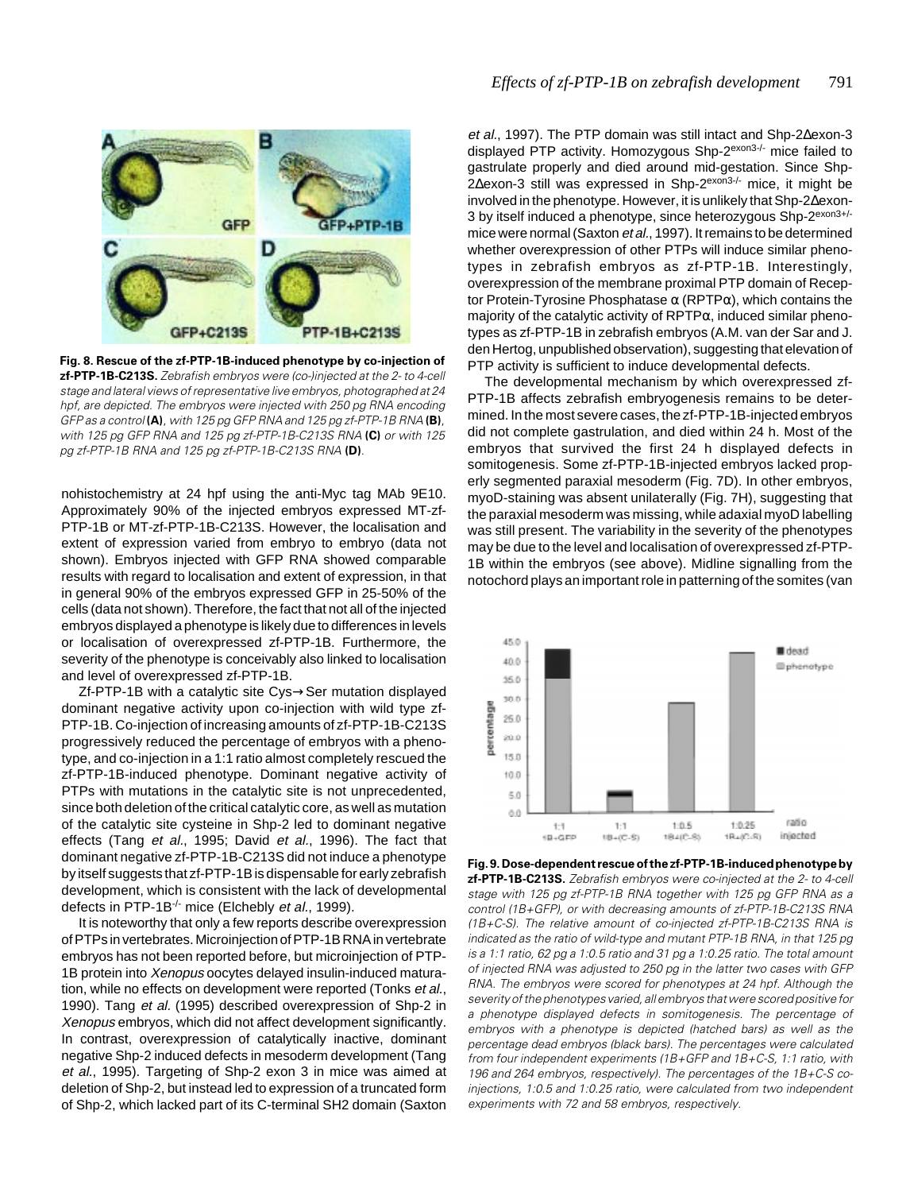**Fig. 8. Rescue of the zf-PTP-1B-induced phenotype by co-injection of zf-PTP-1B-C213S.** *Zebrafish embryos were (co-)injected at the 2- to 4-cell stage and lateral views of representative live embryos, photographed at 24 hpf, are depicted. The embryos were injected with 250 pg RNA encoding GFP as a control* **(A)**, *with 125 pg GFP RNA and 125 pg zf-PTP-1B RNA* **(B)**, *with 125 pg GFP RNA and 125 pg zf-PTP-1B-C213S RNA* **(C)** *or with 125 pg zf-PTP-1B RNA and 125 pg zf-PTP-1B-C213S RNA* **(D)**.

nohistochemistry at 24 hpf using the anti-Myc tag MAb 9E10. Approximately 90% of the injected embryos expressed MT-zf-PTP-1B or MT-zf-PTP-1B-C213S. However, the localisation and extent of expression varied from embryo to embryo (data not shown). Embryos injected with GFP RNA showed comparable results with regard to localisation and extent of expression, in that in general 90% of the embryos expressed GFP in 25-50% of the cells (data not shown). Therefore, the fact that not all of the injected embryos displayed a phenotype is likely due to differences in levels or localisation of overexpressed zf-PTP-1B. Furthermore, the severity of the phenotype is conceivably also linked to localisation and level of overexpressed zf-PTP-1B.

Zf-PTP-1B with a catalytic site Cys→Ser mutation displayed dominant negative activity upon co-injection with wild type zf-PTP-1B. Co-injection of increasing amounts of zf-PTP-1B-C213S progressively reduced the percentage of embryos with a phenotype, and co-injection in a 1:1 ratio almost completely rescued the zf-PTP-1B-induced phenotype. Dominant negative activity of PTPs with mutations in the catalytic site is not unprecedented, since both deletion of the critical catalytic core, as well as mutation of the catalytic site cysteine in Shp-2 led to dominant negative effects (Tang *et al.*, 1995; David *et al.*, 1996). The fact that dominant negative zf-PTP-1B-C213S did not induce a phenotype by itself suggests that zf-PTP-1B is dispensable for early zebrafish development, which is consistent with the lack of developmental defects in PTP-1B$^{-/-}$ mice (Elchebly *et al.*, 1999).

It is noteworthy that only a few reports describe overexpression of PTPs in vertebrates. Microinjection of PTP-1B RNA in vertebrate embryos has not been reported before, but microinjection of PTP-1B protein into *Xenopus* oocytes delayed insulin-induced maturation, while no effects on development were reported (Tonks *et al.*, 1990). Tang *et al.* (1995) described overexpression of Shp-2 in *Xenopus* embryos, which did not affect development significantly. In contrast, overexpression of catalytically inactive, dominant negative Shp-2 induced defects in mesoderm development (Tang *et al.*, 1995). Targeting of Shp-2 exon 3 in mice was aimed at deletion of Shp-2, but instead led to expression of a truncated form of Shp-2, which lacked part of its C-terminal SH2 domain (Saxton *et al.*, 1997). The PTP domain was still intact and Shp-2Δexon-3 displayed PTP activity. Homozygous Shp-2$^{exon3-/-}$ mice failed to gastrulate properly and died around mid-gestation. Since Shp-2Δexon-3 still was expressed in Shp-2$^{exon3-/-}$ mice, it might be involved in the phenotype. However, it is unlikely that Shp-2Δexon-3 by itself induced a phenotype, since heterozygous Shp-2$^{exon3+/-}$ mice were normal (Saxton *et al.*, 1997). It remains to be determined whether overexpression of other PTPs will induce similar phenotypes in zebrafish embryos as zf-PTP-1B. Interestingly, overexpression of the membrane proximal PTP domain of Receptor Protein-Tyrosine Phosphatase α (RPTPα), which contains the majority of the catalytic activity of RPTPα, induced similar phenotypes as zf-PTP-1B in zebrafish embryos (A.M. van der Sar and J. den Hertog, unpublished observation), suggesting that elevation of PTP activity is sufficient to induce developmental defects.

The developmental mechanism by which overexpressed zf-PTP-1B affects zebrafish embryogenesis remains to be determined. In the most severe cases, the zf-PTP-1B-injected embryos did not complete gastrulation, and died within 24 h. Most of the embryos that survived the first 24 h displayed defects in somitogenesis. Some zf-PTP-1B-injected embryos lacked properly segmented paraxial mesoderm (Fig. 7D). In other embryos, myoD-staining was absent unilaterally (Fig. 7H), suggesting that the paraxial mesoderm was missing, while adaxial myoD labelling was still present. The variability in the severity of the phenotypes may be due to the level and localisation of overexpressed zf-PTP-1B within the embryos (see above). Midline signalling from the notochord plays an important role in patterning of the somites (van

**Fig. 9. Dose-dependent rescue of the zf-PTP-1B-induced phenotype by zf-PTP-1B-C213S.** *Zebrafish embryos were co-injected at the 2- to 4-cell stage with 125 pg zf-PTP-1B RNA together with 125 pg GFP RNA as a control (1B+GFP), or with decreasing amounts of zf-PTP-1B-C213S RNA (1B+C-S). The relative amount of co-injected zf-PTP-1B-C213S RNA is indicated as the ratio of wild-type and mutant PTP-1B RNA, in that 125 pg is a 1:1 ratio, 62 pg a 1:0.5 ratio and 31 pg a 1:0.25 ratio. The total amount of injected RNA was adjusted to 250 pg in the latter two cases with GFP RNA. The embryos were scored for phenotypes at 24 hpf. Although the severity of the phenotypes varied, all embryos that were scored positive for a phenotype displayed defects in somitogenesis. The percentage of embryos with a phenotype is depicted (hatched bars) as well as the percentage dead embryos (black bars). The percentages were calculated from four independent experiments (1B+GFP and 1B+C-S, 1:1 ratio, with 196 and 264 embryos, respectively). The percentages of the 1B+C-S co-injections, 1:0.5 and 1:0.25 ratio, were calculated from two independent experiments with 72 and 58 embryos, respectively.*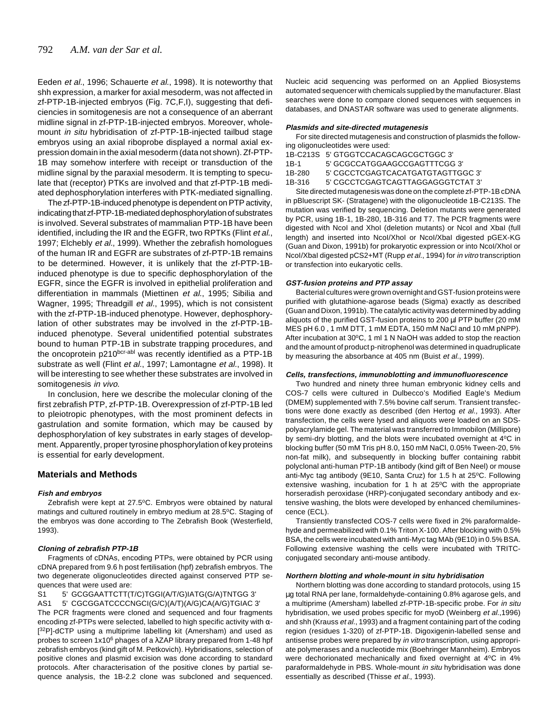Eeden *et al.*, 1996; Schauerte *et al.*, 1998). It is noteworthy that shh expression, a marker for axial mesoderm, was not affected in zf-PTP-1B-injected embryos (Fig. 7C,F,I), suggesting that deficiencies in somitogenesis are not a consequence of an aberrant midline signal in zf-PTP-1B-injected embryos. Moreover, whole-mount *in situ* hybridisation of zf-PTP-1B-injected tailbud stage embryos using an axial riboprobe displayed a normal axial expression domain in the axial mesoderm (data not shown). Zf-PTP-1B may somehow interfere with receipt or transduction of the midline signal by the paraxial mesoderm. It is tempting to speculate that (receptor) PTKs are involved and that zf-PTP-1B mediated dephosphorylation interferes with PTK-mediated signalling.

The zf-PTP-1B-induced phenotype is dependent on PTP activity, indicating that zf-PTP-1B-mediated dephosphorylation of substrates is involved. Several substrates of mammalian PTP-1B have been identified, including the IR and the EGFR, two RPTKs (Flint *et al.*, 1997; Elchebly *et al.*, 1999). Whether the zebrafish homologues of the human IR and EGFR are substrates of zf-PTP-1B remains to be determined. However, it is unlikely that the zf-PTP-1B-induced phenotype is due to specific dephosphorylation of the EGFR, since the EGFR is involved in epithelial proliferation and differentiation in mammals (Miettinen *et al.*, 1995; Sibilia and Wagner, 1995; Threadgill *et al.*, 1995), which is not consistent with the zf-PTP-1B-induced phenotype. However, dephosphorylation of other substrates may be involved in the zf-PTP-1B-induced phenotype. Several unidentified potential substrates bound to human PTP-1B in substrate trapping procedures, and the oncoprotein p210$^{bcr\text{-}abl}$ was recently identified as a PTP-1B substrate as well (Flint *et al.*, 1997; Lamontagne *et al.*, 1998). It will be interesting to see whether these substrates are involved in somitogenesis *in vivo.*

In conclusion, here we describe the molecular cloning of the first zebrafish PTP, zf-PTP-1B. Overexpression of zf-PTP-1B led to pleiotropic phenotypes, with the most prominent defects in gastrulation and somite formation, which may be caused by dephosphorylation of key substrates in early stages of development. Apparently, proper tyrosine phosphorylation of key proteins is essential for early development.

## Materials and Methods

#### Fish and embryos

Zebrafish were kept at 27.5°C. Embryos were obtained by natural matings and cultured routinely in embryo medium at 28.5°C. Staging of the embryos was done according to The Zebrafish Book (Westerfield, 1993).

#### Cloning of zebrafish PTP-1B

Fragments of cDNAs, encoding PTPs, were obtained by PCR using cDNA prepared from 9.6 h post fertilisation (hpf) zebrafish embryos. The two degenerate oligonucleotides directed against conserved PTP sequences that were used are:

S1 5' GCGGAATTCTT(T/C)TGGI(A/T/G)IATG(G/A)TNTGG 3'
AS1 5' CGCGGATCCCCNGCI(G/C)(A/T)(A/G)CA(A/G)TGIAC 3'

The PCR fragments were cloned and sequenced and four fragments encoding zf-PTPs were selected, labelled to high specific activity with α-[$^{32}$P]-dCTP using a multiprime labelling kit (Amersham) and used as probes to screen 1x10$^6$ phages of a λZAP library prepared from 1-48 hpf zebrafish embryos (kind gift of M. Petkovich). Hybridisations, selection of positive clones and plasmid excision was done according to standard protocols. After characterisation of the positive clones by partial sequence analysis, the 1B-2.2 clone was subcloned and sequenced. Nucleic acid sequencing was performed on an Applied Biosystems automated sequencer with chemicals supplied by the manufacturer. Blast searches were done to compare cloned sequences with sequences in databases, and DNASTAR software was used to generate alignments.

#### Plasmids and site-directed mutagenesis

For site directed mutagenesis and construction of plasmids the following oligonucleotides were used:

1B-C213S 5' GTGGTCCACAGCAGCGCTGGC 3'
1B-1 5' GCGCCATGGAAGCCGAGTTTCGG 3'
1B-280 5' CGCCTCGAGTCACATGATGTAGTTGGC 3'
1B-316 5' CGCCTCGAGTCAGTTAGGAGGGTCTAT 3'

Site directed mutagenesis was done on the complete zf-PTP-1B cDNA in pBluescript SK- (Stratagene) with the oligonucleotide 1B-C213S. The mutation was verified by sequencing. Deletion mutants were generated by PCR, using 1B-1, 1B-280, 1B-316 and T7. The PCR fragments were digested with NcoI and XhoI (deletion mutants) or NcoI and XbaI (full length) and inserted into NcoI/XhoI or NcoI/XbaI digested pGEX-KG (Guan and Dixon, 1991b) for prokaryotic expression or into NcoI/XhoI or NcoI/XbaI digested pCS2+MT (Rupp *et al.*, 1994) for *in vitro* transcription or transfection into eukaryotic cells.

#### GST-fusion proteins and PTP assay

Bacterial cultures were grown overnight and GST-fusion proteins were purified with glutathione-agarose beads (Sigma) exactly as described (Guan and Dixon, 1991b). The catalytic activity was determined by adding aliquots of the purified GST-fusion proteins to 200 µl PTP buffer (20 mM MES pH 6.0 , 1 mM DTT, 1 mM EDTA, 150 mM NaCl and 10 mM pNPP). After incubation at 30°C, 1 ml 1 N NaOH was added to stop the reaction and the amount of product p-nitrophenol was determined in quadruplicate by measuring the absorbance at 405 nm (Buist *et al.*, 1999).

#### Cells, transfections, immunoblotting and immunofluorescence

Two hundred and ninety three human embryonic kidney cells and COS-7 cells were cultured in Dulbecco's Modified Eagle's Medium (DMEM) supplemented with 7.5% bovine calf serum. Transient transfections were done exactly as described (den Hertog *et al.,* 1993). After transfection, the cells were lysed and aliquots were loaded on an SDS-polyacrylamide gel. The material was transferred to Immobilon (Millipore) by semi-dry blotting, and the blots were incubated overnight at 4°C in blocking buffer (50 mM Tris pH 8.0, 150 mM NaCl, 0.05% Tween-20, 5% non-fat milk), and subsequently in blocking buffer containing rabbit polyclonal anti-human PTP-1B antibody (kind gift of Ben Neel) or mouse anti-Myc tag antibody (9E10, Santa Cruz) for 1.5 h at 25°C. Following extensive washing, incubation for 1 h at 25°C with the appropriate horseradish peroxidase (HRP)-conjugated secondary antibody and extensive washing, the blots were developed by enhanced chemiluminescence (ECL).

Transiently transfected COS-7 cells were fixed in 2% paraformaldehyde and permeabilized with 0.1% Triton X-100. After blocking with 0.5% BSA, the cells were incubated with anti-Myc tag MAb (9E10) in 0.5% BSA. Following extensive washing the cells were incubated with TRITC-conjugated secondary anti-mouse antibody.

#### Northern blotting and whole-mount in situ hybridisation

Northern blotting was done according to standard protocols, using 15 µg total RNA per lane, formaldehyde-containing 0.8% agarose gels, and a multiprime (Amersham) labelled zf-PTP-1B-specific probe. For *in situ* hybridisation, we used probes specific for myoD (Weinberg *et al.*,1996) and shh (Krauss *et al.*, 1993) and a fragment containing part of the coding region (residues 1-320) of zf-PTP-1B. Digoxigenin-labelled sense and antisense probes were prepared by *in vitro* transcription, using appropriate polymerases and a nucleotide mix (Boehringer Mannheim). Embryos were dechorionated mechanically and fixed overnight at 4°C in 4% paraformaldehyde in PBS. Whole-mount *in situ* hybridisation was done essentially as described (Thisse *et al.*, 1993).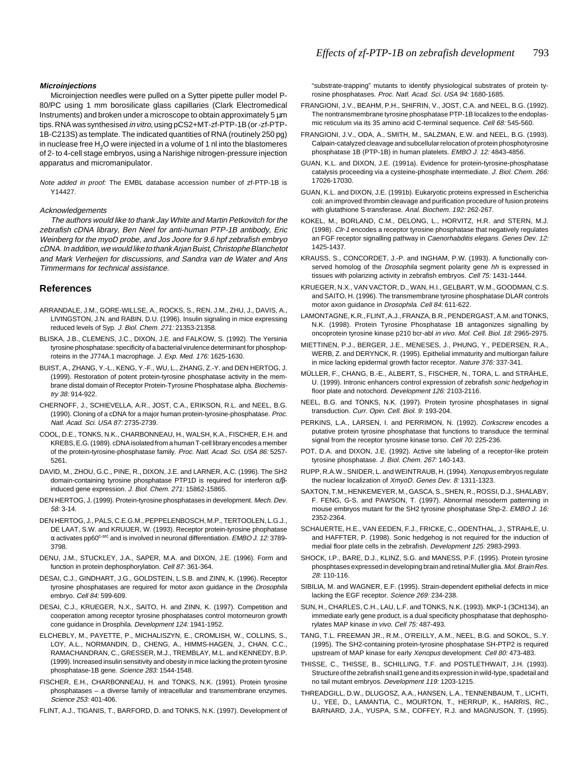#### Microinjections

Microinjection needles were pulled on a Sytter pipette puller model P-80/PC using 1 mm borosilicate glass capillaries (Clark Electromedical Instruments) and broken under a microscope to obtain approximately 5 µm tips. RNA was synthesised *in vitro*, using pCS2+MT-zf-PTP-1B (or -zf-PTP-1B-C213S) as template. The indicated quantities of RNA (routinely 250 pg) in nuclease free $H_2O$ were injected in a volume of 1 nl into the blastomeres of 2- to 4-cell stage embryos, using a Narishige nitrogen-pressure injection apparatus and micromanipulator.

*Note added in proof:* The EMBL database accession number of zf-PTP-1B is Y14427.

#### Acknowledgements

*The authors would like to thank Jay White and Martin Petkovitch for the zebrafish cDNA library, Ben Neel for anti-human PTP-1B antibody, Eric Weinberg for the myoD probe, and Jos Joore for 9.6 hpf zebrafish embryo cDNA. In addition, we would like to thank Arjan Buist, Christophe Blanchetot and Mark Verheijen for discussions, and Sandra van de Water and Ans Timmermans for technical assistance.*

## References

ARRANDALE, J.M., GORE-WILLSE, A., ROCKS, S., REN, J.M., ZHU, J., DAVIS, A., LIVINGSTON, J.N. and RABIN, D.U. (1996). Insulin signaling in mice expressing reduced levels of Syp. *J. Biol. Chem. 271:* 21353-21358.

BLISKA, J.B., CLEMENS, J.C., DIXON, J.E. and FALKOW, S. (1992). The Yersinia tyrosine phosphatase: specificity of a bacterial virulence determinant for phosphoproteins in the J774A.1 macrophage. *J. Exp. Med. 176:* 1625-1630.

BUIST, A., ZHANG, Y.-L., KENG, Y.-F., WU, L., ZHANG, Z.-Y. and DEN HERTOG, J. (1999). Restoration of potent protein-tyrosine phosphatase activity in the membrane distal domain of Receptor Protein-Tyrosine Phosphatase alpha. *Biochemistry 38:* 914-922.

CHERNOFF, J., SCHIEVELLA, A.R., JOST, C.A., ERIKSON, R.L. and NEEL, B.G. (1990). Cloning of a cDNA for a major human protein-tyrosine-phosphatase. *Proc. Natl. Acad. Sci. USA 87:* 2735-2739.

COOL, D.E., TONKS, N.K., CHARBONNEAU, H., WALSH, K.A., FISCHER, E.H. and KREBS, E.G. (1989). cDNA isolated from a human T-cell library encodes a member of the protein-tyrosine-phosphatase family. *Proc. Natl. Acad. Sci. USA 86:* 5257-5261.

DAVID, M., ZHOU, G.C., PINE, R., DIXON, J.E. and LARNER, A.C. (1996). The SH2 domain-containing tyrosine phosphatase PTP1D is required for interferon α/β-induced gene expression. *J. Biol. Chem. 271:* 15862-15865.

DEN HERTOG, J. (1999). Protein-tyrosine phosphatases in development. *Mech. Dev. 58:* 3-14.

DEN HERTOG, J., PALS, C.E.G.M., PEPPELENBOSCH, M.P., TERTOOLEN, L.G.J., DE LAAT, S.W. and KRUIJER, W. (1993). Receptor protein-tyrosine phophatase α activates pp60$^{c\text{-}src}$ and is involved in neuronal differentiation. *EMBO J. 12:* 3789-3798.

DENU, J.M., STUCKLEY, J.A., SAPER, M.A. and DIXON, J.E. (1996). Form and function in protein dephosphorylation. *Cell 87:* 361-364.

DESAI, C.J., GINDHART, J.G., GOLDSTEIN, L.S.B. and ZINN, K. (1996). Receptor tyrosine phosphatases are required for motor axon guidance in the *Drosophila* embryo. *Cell 84:* 599-609.

DESAI, C.J., KRUEGER, N.X., SAITO, H. and ZINN, K. (1997). Competition and cooperation among receptor tyrosine phosphatases control motorneuron growth cone guidance in Drosphila. *Development 124:* 1941-1952.

ELCHEBLY, M., PAYETTE, P., MICHALISZYN, E., CROMLISH, W., COLLINS, S., LOY, A.L., NORMANDIN, D., CHENG, A., HIMMS-HAGEN, J., CHAN, C.C., RAMACHANDRAN, C., GRESSER, M.J., TREMBLAY, M.L. and KENNEDY, B.P. (1999). Increased insulin sensitivity and obesity in mice lacking the protein tyrosine phosphatase-1B gene. *Science 283:* 1544-1548.

FISCHER, E.H., CHARBONNEAU, H. and TONKS, N.K. (1991). Protein tyrosine phosphatases – a diverse family of intracellular and transmembrane enzymes. *Science 253:* 401-406.

FLINT, A.J., TIGANIS, T., BARFORD, D. and TONKS, N.K. (1997). Development of "substrate-trapping" mutants to identify physiological substrates of protein tyrosine phosphatases. *Proc. Natl. Acad. Sci. USA 94:* 1680-1685.

FRANGIONI, J.V., BEAHM, P.H., SHIFRIN, V., JOST, C.A. and NEEL, B.G. (1992). The nontransmembrane tyrosine phosphatase PTP-1B localizes to the endoplasmic reticulum via its 35 amino acid C-terminal sequence. *Cell 68:* 545-560.

FRANGIONI, J.V., ODA, A., SMITH, M., SALZMAN, E.W. and NEEL, B.G. (1993). Calpain-catalyzed cleavage and subcellular relocation of protein phosphotyrosine phosphatase 1B (PTP-1B) in human platelets. *EMBO J. 12:* 4843-4856.

GUAN, K.L. and DIXON, J.E. (1991a). Evidence for protein-tyrosine-phosphatase catalysis proceeding via a cysteine-phosphate intermediate. *J. Biol. Chem. 266:* 17026-17030.

GUAN, K.L. and DIXON, J.E. (1991b). Eukaryotic proteins expressed in Escherichia coli: an improved thrombin cleavage and purification procedure of fusion proteins with glutathione S-transferase. *Anal. Biochem. 192:* 262-267.

KOKEL, M., BORLAND, C.M., DELONG, L., HORVITZ, H.R. and STERN, M.J. (1998). *Clr-1* encodes a receptor tyrosine phosphatase that negatively regulates an FGF receptor signalling pathway in *Caenorhabditis elegans*. *Genes Dev. 12:* 1425-1437.

KRAUSS, S., CONCORDET, J.-P. and INGHAM, P.W. (1993). A functionally conserved homolog of the *Drosophila* segment polarity gene *hh* is expressed in tissues with polarizing activity in zebrafish embryos. *Cell 75:* 1431-1444.

KRUEGER, N.X., VAN VACTOR, D., WAN, H.I., GELBART, W.M., GOODMAN, C.S. and SAITO, H. (1996). The transmembrane tyrosine phosphatase DLAR controls motor axon guidance in *Drosophila*. *Cell 84:* 611-622.

LAMONTAGNE, K.R., FLINT, A.J., FRANZA, B.R., PENDERGAST, A.M. and TONKS, N.K. (1998). Protein Tyrosine Phosphatase 1B antagonizes signalling by oncoprotein tyrosine kinase p210 bcr-abl *in vivo*. *Mol. Cell. Biol. 18:* 2965-2975.

MIETTINEN, P.J., BERGER, J.E., MENESES, J., PHUNG, Y., PEDERSEN, R.A., WERB, Z. and DERYNCK, R. (1995). Epithelial immaturity and multiorgan failure in mice lacking epidermal growth factor receptor. *Nature 376:* 337-341.

MÜLLER, F., CHANG, B.-E., ALBERT, S., FISCHER, N., TORA, L. and STRÄHLE, U. (1999). Intronic enhancers control expression of zebrafish *sonic hedgehog* in floor plate and notochord. *Development 126:* 2103-2116.

NEEL, B.G. and TONKS, N.K. (1997). Protein tyrosine phosphatases in signal transduction. *Curr. Opin. Cell. Biol. 9:* 193-204.

PERKINS, L.A., LARSEN, I. and PERRIMON, N. (1992). *Corkscrew* encodes a putative protein tyrosine phosphatase that functions to transduce the terminal signal from the receptor tyrosine kinase torso. *Cell 70:* 225-236.

POT, D.A. and DIXON, J.E. (1992). Active site labeling of a receptor-like protein tyrosine phosphatase. *J. Biol. Chem. 267:* 140-143.

RUPP, R.A.W., SNIDER, L. and WEINTRAUB, H. (1994). *Xenopus* embryos regulate the nuclear localization of *XmyoD*. *Genes Dev. 8:* 1311-1323.

SAXTON, T.M., HENKEMEYER, M., GASCA, S., SHEN, R., ROSSI, D.J., SHALABY, F. FENG, G-S. and PAWSON, T. (1997). Abnormal mesoderm patterning in mouse embryos mutant for the SH2 tyrosine phosphatase Shp-2. *EMBO J. 16:* 2352-2364.

SCHAUERTE, H.E., VAN EEDEN, F.J., FRICKE, C., ODENTHAL, J., STRAHLE, U. and HAFFTER, P. (1998). Sonic hedgehog is not required for the induction of medial floor plate cells in the zebrafish. *Development 125:* 2983-2993.

SHOCK, I.P., BARE, D.J., KLINZ, S.G. and MANESS, P.F. (1995). Protein tyrosine phosphtases expressed in developing brain and retinal Muller glia. *Mol. Brain Res. 28:* 110-116.

SIBILIA, M. and WAGNER, E.F. (1995). Strain-dependent epithelial defects in mice lacking the EGF receptor. *Science 269:* 234-238.

SUN, H., CHARLES, C.H., LAU, L.F. and TONKS, N.K. (1993). MKP-1 (3CH134), an immediate early gene product, is a dual specificity phosphatase that dephosphorylates MAP kinase *in vivo*. *Cell 75:* 487-493.

TANG, T.L. FREEMAN JR., R.M., O'REILLY, A.M., NEEL, B.G. and SOKOL, S..Y. (1995). The SH2-containing protein-tyrosine phosphatase SH-PTP2 is required upstream of MAP kinase for early *Xenopus* development. *Cell 80:* 473-483.

THISSE, C., THISSE, B., SCHILLING, T.F. and POSTLETHWAIT, J.H. (1993). Structure of the zebrafish snail1 gene and its expression in wild-type, spadetail and no tail mutant embryos. *Development 119:* 1203-1215.

THREADGILL, D.W., DLUGOSZ, A.A., HANSEN, L.A., TENNENBAUM, T., LICHTI, U., YEE, D., LAMANTIA, C., MOURTON, T., HERRUP, K., HARRIS, RC., BARNARD, J.A., YUSPA, S.M., COFFEY, R.J. and MAGNUSON, T. (1995).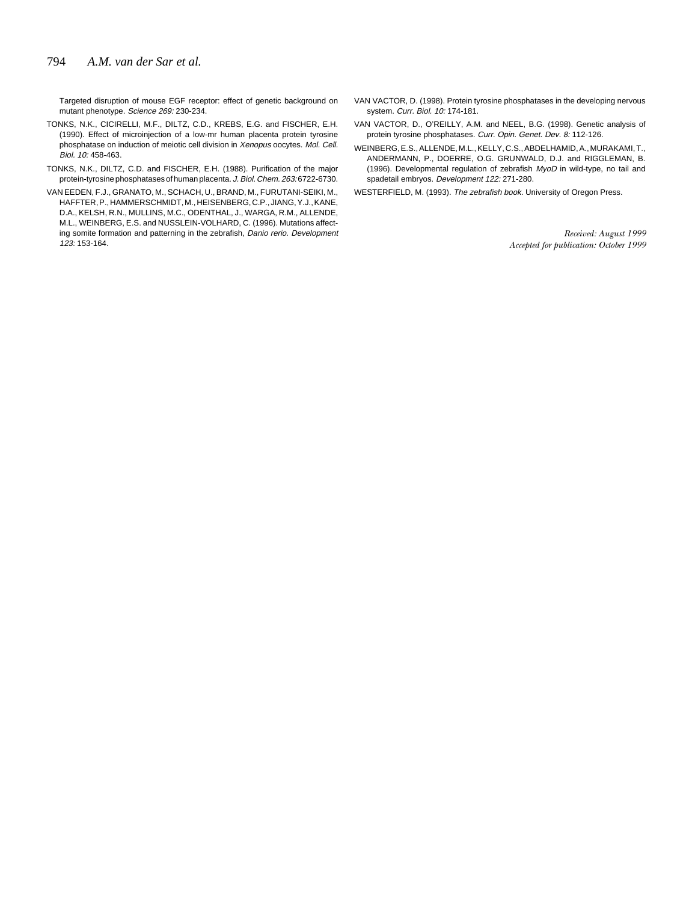Targeted disruption of mouse EGF receptor: effect of genetic background on mutant phenotype. *Science 269:* 230-234.

TONKS, N.K., CICIRELLI, M.F., DILTZ, C.D., KREBS, E.G. and FISCHER, E.H. (1990). Effect of microinjection of a low-mr human placenta protein tyrosine phosphatase on induction of meiotic cell division in *Xenopus* oocytes. *Mol. Cell. Biol. 10:* 458-463.

TONKS, N.K., DILTZ, C.D. and FISCHER, E.H. (1988). Purification of the major protein-tyrosine phosphatases of human placenta. *J. Biol. Chem. 263:* 6722-6730.

VAN EEDEN, F.J., GRANATO, M., SCHACH, U., BRAND, M., FURUTANI-SEIKI, M., HAFFTER, P., HAMMERSCHMIDT, M., HEISENBERG, C.P., JIANG, Y.J., KANE, D.A., KELSH, R.N., MULLINS, M.C., ODENTHAL, J., WARGA, R.M., ALLENDE, M.L., WEINBERG, E.S. and NUSSLEIN-VOLHARD, C. (1996). Mutations affecting somite formation and patterning in the zebrafish, *Danio rerio. Development 123:* 153-164.

VAN VACTOR, D. (1998). Protein tyrosine phosphatases in the developing nervous system. *Curr. Biol. 10:* 174-181.

VAN VACTOR, D., O'REILLY, A.M. and NEEL, B.G. (1998). Genetic analysis of protein tyrosine phosphatases. *Curr. Opin. Genet. Dev. 8:* 112-126.

WEINBERG, E.S., ALLENDE, M.L., KELLY, C.S., ABDELHAMID, A., MURAKAMI, T., ANDERMANN, P., DOERRE, O.G. GRUNWALD, D.J. and RIGGLEMAN, B. (1996). Developmental regulation of zebrafish *MyoD* in wild-type, no tail and spadetail embryos. *Development 122:* 271-280.

WESTERFIELD, M. (1993). *The zebrafish book.* University of Oregon Press.

*Received: August 1999*
*Accepted for publication: October 1999*